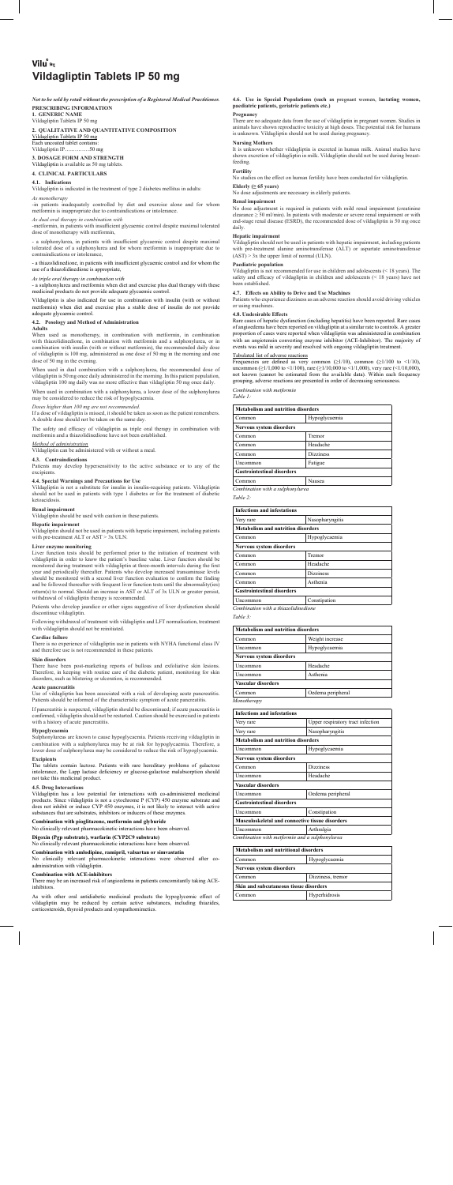# Vilu® 50

# Vildagliptin Tablets IP 50 mg

*Not to be sold by retail without the prescription of a Registered Medical Practitioner.*

**PRESCRIBING INFORMATION**

**1. GENERIC NAME**

Vildagliptin Tablets IP 50 mg

**2. QUALITATIVE AND QUANTITATIVE COMPOSITION**

Vildagliptin Tablets IP 50 mg

Each uncoated tablet contains:

Vildagliptin IP……………50 mg

**3. DOSAGE FORM AND STRENGTH**

Vildagliptin is available as 50 mg tablets.

**4. CLINICAL PARTICULARS**

**4.1. Indications**

Vildagliptin is indicated in the treatment of type 2 diabetes mellitus in adults:

*As monotherapy*

-in patients inadequately controlled by diet and exercise alone and for whom metformin is inappropriate due to contraindications or intolerance.

*As dual oral therapy in combination with*

-metformin, in patients with insufficient glycaemic control despite maximal tolerated dose of monotherapy with metformin,

- a sulphonylurea, in patients with insufficient glycaemic control despite maximal tolerated dose of a sulphonylurea and for whom metformin is inappropriate due to contraindications or intolerance,

- a thiazolidinedione, in patients with insufficient glycaemic control and for whom the use of a thiazolidinedione is appropriate,

*As triple oral therapy in combination with*

- a sulphonylurea and metformin when diet and exercise plus dual therapy with these medicinal products do not provide adequate glycaemic control.

Vildagliptin is also indicated for use in combination with insulin (with or without metformin) when diet and exercise plus a stable dose of insulin do not provide adequate glycaemic control.

**4.2. Posology and Method of Administration**

**Adults**

When used as monotherapy, in combination with metformin, in combination with thiazolidinedione, in combination with metformin and a sulphonylurea, or in combination with insulin (with or without metformin), the recommended daily dose of vildagliptin is 100 mg, administered as one dose of 50 mg in the morning and one dose of 50 mg in the evening.

When used in dual combination with a sulphonylurea, the recommended dose of vildagliptin is 50 mg once daily administered in the morning. In this patient population, vildagliptin 100 mg daily was no more effective than vildagliptin 50 mg once daily.

When used in combination with a sulphonylurea, a lower dose of the sulphonylurea may be considered to reduce the risk of hypoglycaemia.

*Doses higher than 100 mg are not recommended.*

If a dose of vildagliptin is missed, it should be taken as soon as the patient remembers. A double dose should not be taken on the same day.

The safety and efficacy of vildagliptin as triple oral therapy in combination with metformin and a thiazolidinedione have not been established.

*Method of administration*

Vildagliptin can be administered with or without a meal.

**4.3. Contraindications**

Patients may develop hypersensitivity to the active substance or to any of the excipients.

**4.4. Special Warnings and Precautions for Use**

Vildagliptin is not a substitute for insulin in insulin-requiring patients. Vildagliptin should not be used in patients with type 1 diabetes or for the treatment of diabetic ketoacidosis.

**Renal impairment**

Vildagliptin should be used with caution in these patients.

**Hepatic impairment**

Vildagliptin should not be used in patients with hepatic impairment, including patients with pre-treatment ALT or AST > 3x ULN.

**Liver enzyme monitoring**

Liver function tests should be performed prior to the initiation of treatment with vildagliptin in order to know the patient's baseline value. Liver function should be monitored during treatment with vildagliptin at three-month intervals during the first year and periodically thereafter. Patients who develop increased transaminase levels should be monitored with a second liver function evaluation to confirm the finding and be followed thereafter with frequent liver function tests until the abnormality(ies) return(s) to normal. Should an increase in AST or ALT of 3x ULN or greater persist, withdrawal of vildagliptin therapy is recommended.

Patients who develop jaundice or other signs suggestive of liver dysfunction should discontinue vildagliptin.

Following withdrawal of treatment with vildagliptin and LFT normalisation, treatment with vildagliptin should not be reinitiated.

**Cardiac failure**

There is no experience of vildagliptin use in patients with NYHA functional class IV and therefore use is not recommended in these patients.

**Skin disorders**

There have been post-marketing reports of bullous and exfoliative skin lesions. Therefore, in keeping with routine care of the diabetic patient, monitoring for skin disorders, such as blistering or ulceration, is recommended.

**Acute pancreatitis**

Use of vildagliptin has been associated with a risk of developing acute pancreatitis. Patients should be informed of the characteristic symptom of acute pancreatitis.

If pancreatitis is suspected, vildagliptin should be discontinued; if acute pancreatitis is confirmed, vildagliptin should not be restarted. Caution should be exercised in patients with a history of acute pancreatitis.

**Hypoglycaemia**

Sulphonylureas are known to cause hypoglycaemia. Patients receiving vildagliptin in combination with a sulphonylurea may be at risk for hypoglycaemia. Therefore, a lower dose of sulphonylurea may be considered to reduce the risk of hypoglycaemia.

**Excipients**

The tablets contain lactose. Patients with rare hereditary problems of galactose intolerance, the Lapp lactase deficiency or glucose-galactose malabsorption should not take this medicinal product.

**4.5. Drug Interactions**

Vildagliptin has a low potential for interactions with co-administered medicinal products. Since vildagliptin is not a cytochrome P (CYP) 450 enzyme substrate and does not inhibit or induce CYP 450 enzymes, it is not likely to interact with active substances that are substrates, inhibitors or inducers of these enzymes.

**Combination with pioglitazone, metformin and glyburide**

No clinically relevant pharmacokinetic interactions have been observed.

**Digoxin (Pgp substrate), warfarin (CYP2C9 substrate)**

No clinically relevant pharmacokinetic interactions have been observed.

**Combination with amlodipine, ramipril, valsartan or simvastatin**

No clinically relevant pharmacokinetic interactions were observed after co-administration with vildagliptin.

**Combination with ACE-inhibitors**

There may be an increased risk of angioedema in patients concomitantly taking ACE-inhibitors.

As with other oral antidiabetic medicinal products the hypoglycemic effect of vildagliptin may be reduced by certain active substances, including thiazides, corticosteroids, thyroid products and sympathomimetics.

**4.6. Use in Special Populations (such as pregnant women, lactating women, paediatric patients, geriatric patients etc.)**

**Pregnancy**

There are no adequate data from the use of vildagliptin in pregnant women. Studies in animals have shown reproductive toxicity at high doses. The potential risk for humans is unknown. Vildagliptin should not be used during pregnancy.

**Nursing Mothers**

It is unknown whether vildagliptin is excreted in human milk. Animal studies have shown excretion of vildagliptin in milk. Vildagliptin should not be used during breast-feeding.

**Fertility**

No studies on the effect on human fertility have been conducted for vildagliptin.

**Elderly (≥ 65 years)**

No dose adjustments are necessary in elderly patients.

**Renal impairment**

No dose adjustment is required in patients with mild renal impairment (creatinine clearance ≥ 50 ml/min). In patients with moderate or severe renal impairment or with end-stage renal disease (ESRD), the recommended dose of vildagliptin is 50 mg once daily.

**Hepatic impairment**

Vildagliptin should not be used in patients with hepatic impairment, including patients with pre-treatment alanine aminotransferase (ALT) or aspartate aminotransferase (AST) > 3x the upper limit of normal (ULN).

**Paediatric population**

Vildagliptin is not recommended for use in children and adolescents (< 18 years). The safety and efficacy of vildagliptin in children and adolescents (< 18 years) have not been established.

**4.7. Effects on Ability to Drive and Use Machines**

Patients who experience dizziness as an adverse reaction should avoid driving vehicles or using machines.

**4.8. Undesirable Effects**

Rare cases of hepatic dysfunction (including hepatitis) have been reported. Rare cases of angioedema have been reported on vildagliptin at a similar rate to controls. A greater proportion of cases were reported when vildagliptin was administered in combination with an angiotensin converting enzyme inhibitor (ACE-Inhibitor). The majority of events was mild in severity and resolved with ongoing vildagliptin treatment.

*Tabulated list of adverse reactions*

Frequencies are defined as very common (≥1/10), common (≥1/100 to <1/10), uncommon (≥1/1,000 to <1/100), rare (≥1/10,000 to <1/1,000), very rare (<1/10,000), not known (cannot be estimated from the available data). Within each frequency grouping, adverse reactions are presented in order of decreasing seriousness.

*Combination with metformin*

*Table 1:*

| **Metabolism and nutrition disorders** | |
|---|---|
| Common | Hypoglycaemia |
| **Nervous system disorders** | |
| Common | Tremor |
| Common | Headache |
| Common | Dizziness |
| Uncommon | Fatigue |
| **Gastrointestinal disorders** | |
| Common | Nausea |

*Combination with a sulphonylurea*

*Table 2:*

| **Infections and infestations** | |
|---|---|
| Very rare | Nasopharyngitis |
| **Metabolism and nutrition disorders** | |
| Common | Hypoglycaemia |
| **Nervous system disorders** | |
| Common | Tremor |
| Common | Headache |
| Common | Dizziness |
| Common | Asthenia |
| **Gastrointestinal disorders** | |
| Uncommon | Constipation |

*Combination with a thiazolidinedione*

*Table 3:*

| **Metabolism and nutrition disorders** | |
|---|---|
| Common | Weight increase |
| Uncommon | Hypoglycaemia |
| **Nervous system disorders** | |
| Uncommon | Headache |
| Uncommon | Asthenia |
| **Vascular disorders** | |
| Common | Oedema peripheral |

*Monotherapy*

| **Infections and infestations** | |
|---|---|
| Very rare | Upper respiratory tract infection |
| Very rare | Nasopharyngitis |
| **Metabolism and nutrition disorders** | |
| Uncommon | Hypoglycaemia |
| **Nervous system disorders** | |
| Common | Dizziness |
| Uncommon | Headache |
| **Vascular disorders** | |
| Uncommon | Oedema peripheral |
| **Gastrointestinal disorders** | |
| Uncommon | Constipation |
| **Musculoskeletal and connective tissue disorders** | |
| Uncommon | Arthralgia |

*Combination with metformin and a sulphonylurea*

| **Metabolism and nutritional disorders** | |
|---|---|
| Common | Hypoglycaemia |
| **Nervous system disorders** | |
| Common | Dizziness, tremor |
| **Skin and subcutaneous tissue disorders** | |
| Common | Hyperhidrosis |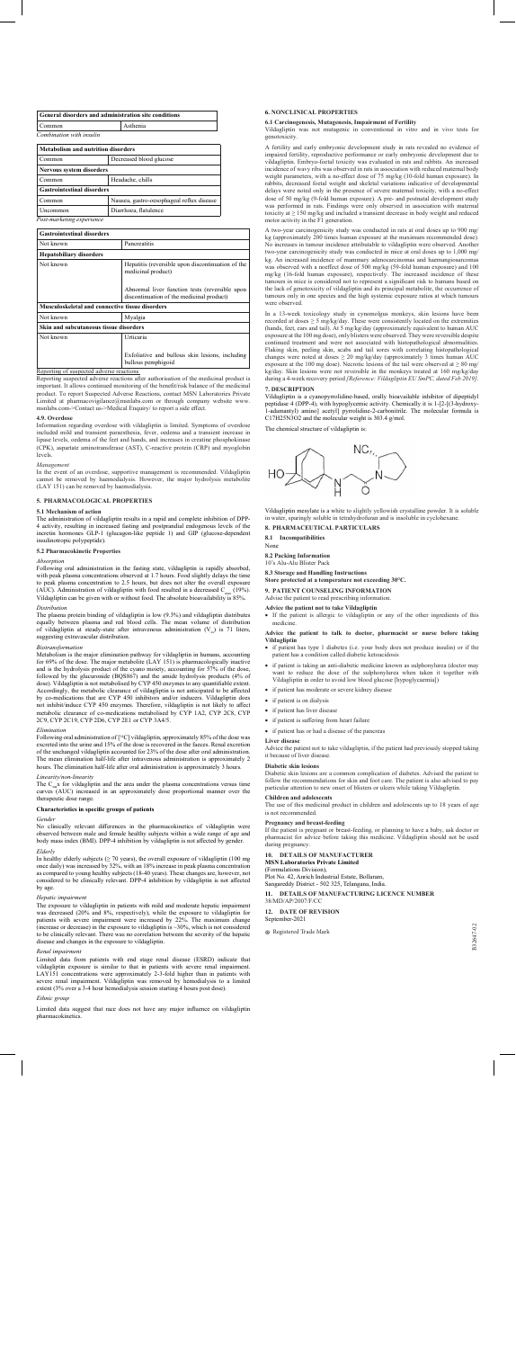| General disorders and administration site conditions | |
|---|---|
| Common | Asthenia |

*Combination with insulin*

| Metabolism and nutrition disorders | |
|---|---|
| Common | Decreased blood glucose |
| **Nervous system disorders** | |
| Common | Headache, chills |
| **Gastrointestinal disorders** | |
| Common | Nausea, gastro-oesophageal reflux disease |
| Uncommon | Diarrhoea, flatulence |

*Post-marketing experience*

| Gastrointestinal disorders | |
|---|---|
| Not known | Pancreatitis |
| **Hepatobiliary disorders** | |
| Not known | Hepatitis (reversible upon discontinuation of the medicinal product)<br><br>Abnormal liver function tests (reversible upon discontinuation of the medicinal product) |
| **Musculoskeletal and connective tissue disorders** | |
| Not known | Myalgia |
| **Skin and subcutaneous tissue disorders** | |
| Not known | Urticaria<br><br>Exfoliative and bullous skin lesions, including bullous pemphigoid |

Reporting of suspected adverse reactions

Reporting suspected adverse reactions after authorisation of the medicinal product is important. It allows continued monitoring of the benefit/risk balance of the medicinal product. To report Suspected Adverse Reactions, contact MSN Laboratories Private Limited at pharmacovigilance@msnlabs.com or through company website www.msnlabs.com->Contact us->Medical Enquiry/ to report a side effect.

### 4.9. Overdose

Information regarding overdose with vildagliptin is limited. Symptoms of overdose included mild and transient paraesthesia, fever, oedema and a transient increase in lipase levels, oedema of the feet and hands, and increases in creatine phosphokinase (CPK), aspartate aminotransferase (AST), C-reactive protein (CRP) and myoglobin levels.

*Management*

In the event of an overdose, supportive management is recommended. Vildagliptin cannot be removed by haemodialysis. However, the major hydrolysis metabolite (LAY 151) can be removed by haemodialysis.

## 5. PHARMACOLOGICAL PROPERTIES

### 5.1 Mechanism of action

The administration of vildagliptin results in a rapid and complete inhibition of DPP-4 activity, resulting in increased fasting and postprandial endogenous levels of the incretin hormones GLP-1 (glucagon-like peptide 1) and GIP (glucose-dependent insulinotropic polypeptide).

### 5.2 Pharmacokinetic Properties

*Absorption*

Following oral administration in the fasting state, vildagliptin is rapidly absorbed, with peak plasma concentrations observed at 1.7 hours. Food slightly delays the time to peak plasma concentration to 2.5 hours, but does not alter the overall exposure (AUC). Administration of vildagliptin with food resulted in a decreased $C_{max}$ (19%). Vildagliptin can be given with or without food. The absolute bioavailability is 85%.

*Distribution*

The plasma protein binding of vildagliptin is low (9.3%) and vildagliptin distributes equally between plasma and red blood cells. The mean volume of distribution of vildagliptin at steady-state after intravenous administration ($V_{ss}$) is 71 liters, suggesting extravascular distribution.

*Biotransformation*

Metabolism is the major elimination pathway for vildagliptin in humans, accounting for 69% of the dose. The major metabolite (LAY 151) is pharmacologically inactive and is the hydrolysis product of the cyano moiety, accounting for 57% of the dose, followed by the glucuronide (BQS867) and the amide hydrolysis products (4% of dose). Vildagliptin is not metabolised by CYP 450 enzymes to any quantifiable extent. Accordingly, the metabolic clearance of vildagliptin is not anticipated to be affected by co-medications that are CYP 450 inhibitors and/or inducers. Vildagliptin does not inhibit/induce CYP 450 enzymes. Therefore, vildagliptin is not likely to affect metabolic clearance of co-medications metabolised by CYP 1A2, CYP 2C8, CYP 2C9, CYP 2C19, CYP 2D6, CYP 2E1 or CYP 3A4/5.

*Elimination*

Following oral administration of [$^{14}$C] vildagliptin, approximately 85% of the dose was excreted into the urine and 15% of the dose is recovered in the faeces. Renal excretion of the unchanged vildagliptin accounted for 23% of the dose after oral administration. The mean elimination half-life after intravenous administration is approximately 2 hours. The elimination half-life after oral administration is approximately 3 hours.

*Linearity/non-linearity*

The $C_{max}$s for vildagliptin and the area under the plasma concentrations versus time curves (AUC) increased in an approximately dose proportional manner over the therapeutic dose range.

### Characteristics in specific groups of patients

*Gender*

No clinically relevant differences in the pharmacokinetics of vildagliptin were observed between male and female healthy subjects within a wide range of age and body mass index (BMI). DPP-4 inhibition by vildagliptin is not affected by gender.

*Elderly*

In healthy elderly subjects (≥ 70 years), the overall exposure of vildagliptin (100 mg once daily) was increased by 32%, with an 18% increase in peak plasma concentration as compared to young healthy subjects (18-40 years). These changes are, however, not considered to be clinically relevant. DPP-4 inhibition by vildagliptin is not affected by age.

*Hepatic impairment*

The exposure to vildagliptin in patients with mild and moderate hepatic impairment was decreased (20% and 8%, respectively), while the exposure to vildagliptin for patients with severe impairment were increased by 22%. The maximum change (increase or decrease) in the exposure to vildagliptin is ~30%, which is not considered to be clinically relevant. There was no correlation between the severity of the hepatic disease and changes in the exposure to vildagliptin.

*Renal impairment*

Limited data from patients with end stage renal disease (ESRD) indicate that vildagliptin exposure is similar to that in patients with severe renal impairment. LAY151 concentrations were approximately 2-3-fold higher than in patients with severe renal impairment. Vildagliptin was removed by haemodialysis to a limited extent (3% over a 3-4 hour haemodialysis session starting 4 hours post dose).

*Ethnic group*

Limited data suggest that race does not have any major influence on vildagliptin pharmacokinetics.

## 6. NONCLINICAL PROPERTIES

### 6.1 Carcinogenesis, Mutagenesis, Impairment of Fertility

Vildagliptin was not mutagenic in conventional in vitro and in vivo tests for genotoxicity.

A fertility and early embryonic development study in rats revealed no evidence of impaired fertility, reproductive performance or early embryonic development due to vildagliptin. Embryo-foetal toxicity was evaluated in rats and rabbits. An increased incidence of wavy ribs was observed in rats in association with reduced maternal body weight parameters, with a no-effect dose of 75 mg/kg (10-fold human exposure). In rabbits, decreased foetal weight and skeletal variations indicative of developmental delays were noted only in the presence of severe maternal toxicity, with a no-effect dose of 50 mg/kg (9-fold human exposure). A pre- and postnatal development study was performed in rats. Findings were only observed in association with maternal toxicity at ≥ 150 mg/kg and included a transient decrease in body weight and reduced motor activity in the F1 generation.

A two-year carcinogenicity study was conducted in rats at oral doses up to 900 mg/kg (approximately 200 times human exposure at the maximum recommended dose). No increases in tumour incidence attributable to vildagliptin were observed. Another two-year carcinogenicity study was conducted in mice at oral doses up to 1,000 mg/kg. An increased incidence of mammary adenocarcinomas and haemangiosarcomas was observed with a noeffect dose of 500 mg/kg (59-fold human exposure) and 100 mg/kg (16-fold human exposure), respectively. The increased incidence of these tumours in mice is considered not to represent a significant risk to humans based on the lack of genotoxicity of vildagliptin and its principal metabolite, the occurrence of tumours only in one species and the high systemic exposure ratios at which tumours were observed.

In a 13-week toxicology study in cynomolgus monkeys, skin lesions have been recorded at doses ≥ 5 mg/kg/day. These were consistently located on the extremities (hands, feet, ears and tail). At 5 mg/kg/day (approximately equivalent to human AUC exposure at the 100 mg dose), only blisters were observed. They were reversible despite continued treatment and were not associated with histopathological abnormalities. Flaking skin, peeling skin, scabs and tail sores with correlating histopathological changes were noted at doses ≥ 20 mg/kg/day (approximately 3 times human AUC exposure at the 100 mg dose). Necrotic lesions of the tail were observed at ≥ 80 mg/kg/day. Skin lesions were not reversible in the monkeys treated at 160 mg/kg/day during a 4-week recovery period *[Reference: Vildagliptin EU SmPC, dated Feb 2019]*.

## 7. DESCRIPTION

Vildagliptin is a cyanopyrrolidine-based, orally bioavailable inhibitor of dipeptidyl peptidase 4 (DPP-4), with hypoglycemic activity. Chemically it is 1-[2-[(3-hydroxy-1-adamantyl) amino] acetyl] pyrrolidine-2-carbonitrile. The molecular formula is $C_{17}H_{25}N_3O_2$ and the molecular weight is 303.4 g/mol.

The chemical structure of vildagliptin is:

Vildagliptin mesylate is a white to slightly yellowish crystalline powder. It is soluble in water, sparingly soluble in tetrahydrofuran and is insoluble in cyclohexane.

## 8. PHARMACEUTICAL PARTICULARS

### 8.1 Incompatibilities

None

### 8.2 Packing Information

10's Alu-Alu Blister Pack

### 8.3 Storage and Handling Instructions

**Store protected at a temperature not exceeding 30°C.**

## 9. PATIENT COUNSELING INFORMATION

Advise the patient to read prescribing information.

**Advice the patient not to take Vildagliptin**

- If the patient is allergic to vildagliptin or any of the other ingredients of this medicine.

**Advice the patient to talk to doctor, pharmacist or nurse before taking Vildagliptin**

- if patient has type 1 diabetes (i.e. your body does not produce insulin) or if the patient has a condition called diabetic ketoacidosis.
- if patient is taking an anti-diabetic medicine known as sulphonylurea (doctor may want to reduce the dose of the sulphonylurea when taken it together with Vildagliptin in order to avoid low blood glucose [hypoglycaemia])
- if patient has moderate or severe kidney disease
- if patient is on dialysis
- if patient has liver disease
- if patient is suffering from heart failure
- if patient has or had a disease of the pancreas

**Liver disease**

Advice the patient not to take vildagliptin, if the patient had previously stopped taking it because of liver disease.

**Diabetic skin lesions**

Diabetic skin lesions are a common complication of diabetes. Advised the patient to follow the recommendations for skin and foot care. The patient is also advised to pay particular attention to new onset of blisters or ulcers while taking Vildagliptin.

**Children and adolescents**

The use of this medicinal product in children and adolescents up to 18 years of age is not recommended.

**Pregnancy and breast-feeding**

If the patient is pregnant or breast-feeding, or planning to have a baby, ask doctor or pharmacist for advice before taking this medicine. Vildagliptin should not be used during pregnancy.

## 10. DETAILS OF MANUFACTURER

**MSN Laboratories Private Limited**
(Formulations Division),
Plot No. 42, Anrich Industrial Estate, Bollaram,
Sangareddy District - 502 325, Telangana, India.

## 11. DETAILS OF MANUFACTURING LICENCE NUMBER

38/MD/AP/2007/F/CC

## 12. DATE OF REVISION

September-2021

® Registered Trade Mark

83 2647-02